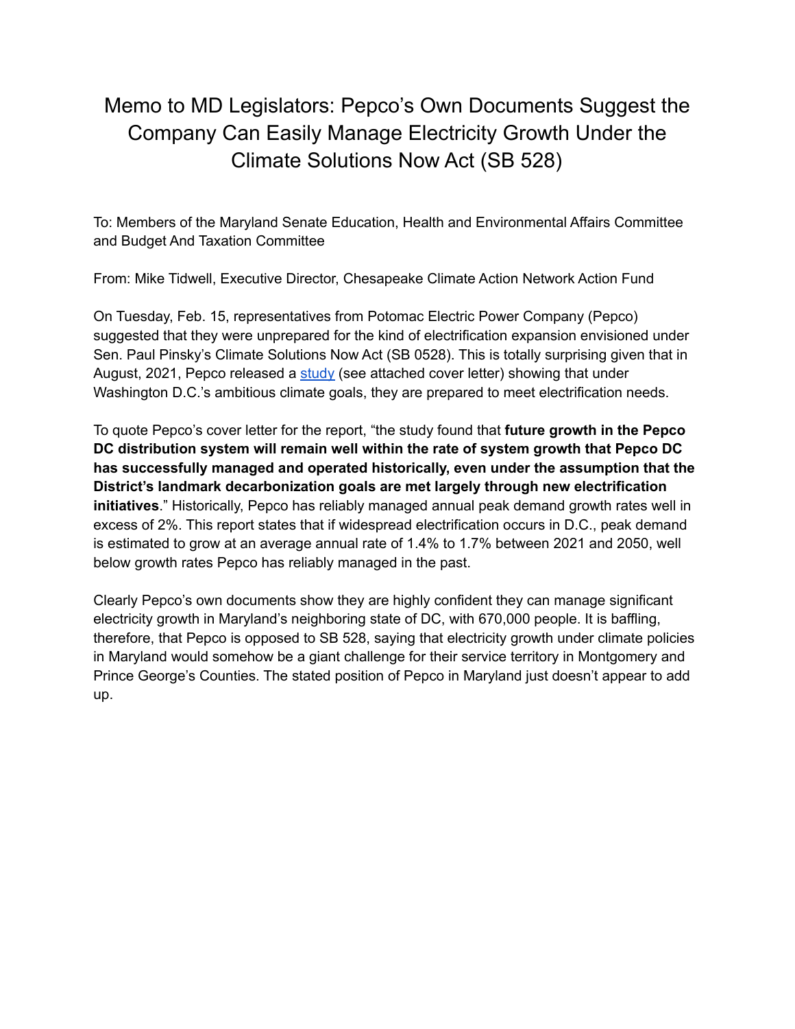# Memo to MD Legislators: Pepco's Own Documents Suggest the Company Can Easily Manage Electricity Growth Under the Climate Solutions Now Act (SB 528)

To: Members of the Maryland Senate Education, Health and Environmental Affairs Committee and Budget And Taxation Committee

From: Mike Tidwell, Executive Director, Chesapeake Climate Action Network Action Fund

On Tuesday, Feb. 15, representatives from Potomac Electric Power Company (Pepco) suggested that they were unprepared for the kind of electrification expansion envisioned under Sen. Paul Pinsky's Climate Solutions Now Act (SB 0528). This is totally surprising given that in August, 2021, Pepco released a study (see attached cover letter) showing that under Washington D.C.'s ambitious climate goals, they are prepared to meet electrification needs.

To quote Pepco's cover letter for the report, "the study found that **future growth in the Pepco DC distribution system will remain well within the rate of system growth that Pepco DC has successfully managed and operated historically, even under the assumption that the District's landmark decarbonization goals are met largely through new electrification initiatives**." Historically, Pepco has reliably managed annual peak demand growth rates well in excess of 2%. This report states that if widespread electrification occurs in D.C., peak demand is estimated to grow at an average annual rate of 1.4% to 1.7% between 2021 and 2050, well below growth rates Pepco has reliably managed in the past.

Clearly Pepco's own documents show they are highly confident they can manage significant electricity growth in Maryland's neighboring state of DC, with 670,000 people. It is baffling, therefore, that Pepco is opposed to SB 528, saying that electricity growth under climate policies in Maryland would somehow be a giant challenge for their service territory in Montgomery and Prince George's Counties. The stated position of Pepco in Maryland just doesn't appear to add up.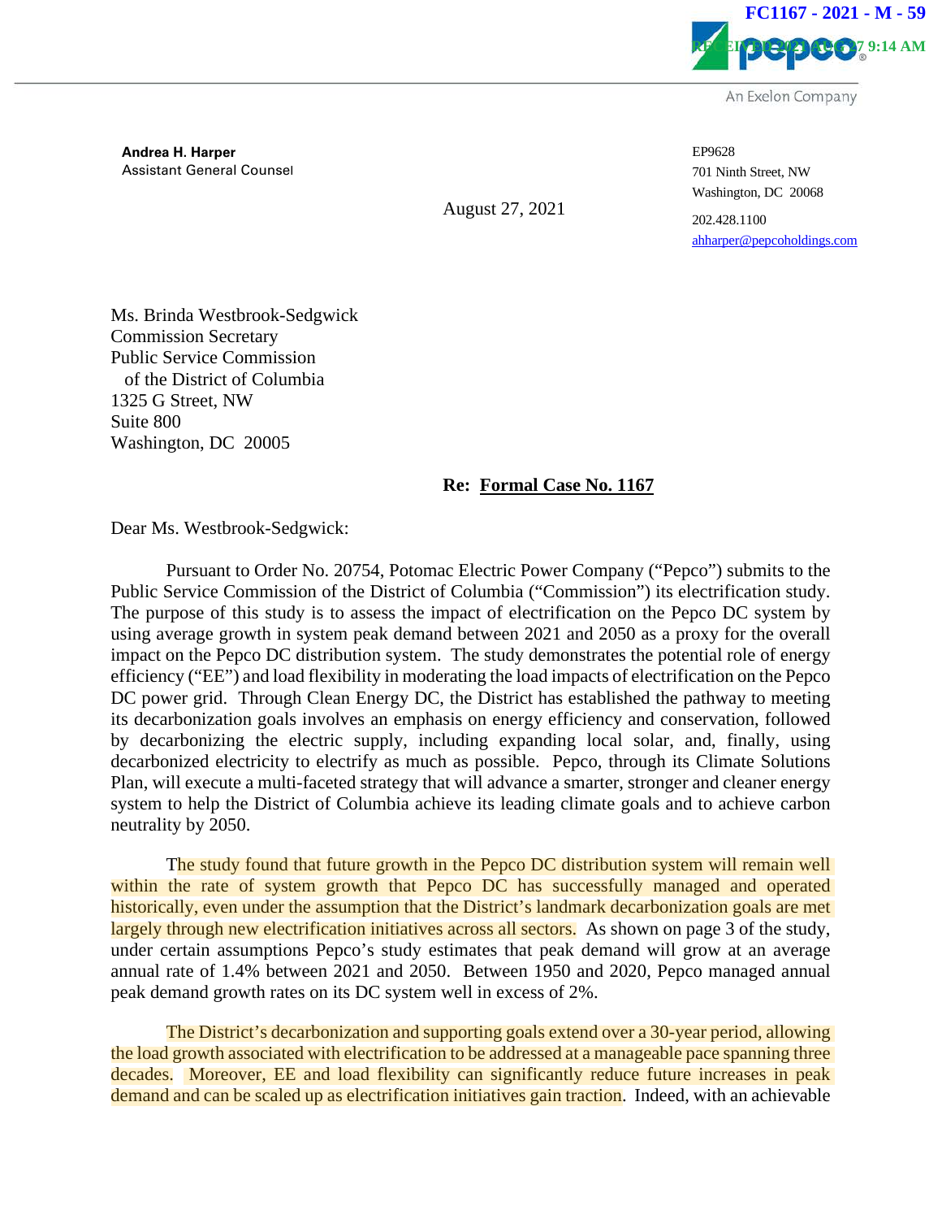**Andrea H. Harper**
Assistant General Counsel

EP9628
701 Ninth Street, NW
Washington, DC 20068

202.428.1100
ahharper@pepcoholdings.com

August 27, 2021

Ms. Brinda Westbrook-Sedgwick
Commission Secretary
Public Service Commission
of the District of Columbia
1325 G Street, NW
Suite 800
Washington, DC 20005

**Re: Formal Case No. 1167**

Dear Ms. Westbrook-Sedgwick:

Pursuant to Order No. 20754, Potomac Electric Power Company ("Pepco") submits to the Public Service Commission of the District of Columbia ("Commission") its electrification study. The purpose of this study is to assess the impact of electrification on the Pepco DC system by using average growth in system peak demand between 2021 and 2050 as a proxy for the overall impact on the Pepco DC distribution system. The study demonstrates the potential role of energy efficiency ("EE") and load flexibility in moderating the load impacts of electrification on the Pepco DC power grid. Through Clean Energy DC, the District has established the pathway to meeting its decarbonization goals involves an emphasis on energy efficiency and conservation, followed by decarbonizing the electric supply, including expanding local solar, and, finally, using decarbonized electricity to electrify as much as possible. Pepco, through its Climate Solutions Plan, will execute a multi-faceted strategy that will advance a smarter, stronger and cleaner energy system to help the District of Columbia achieve its leading climate goals and to achieve carbon neutrality by 2050.

The study found that future growth in the Pepco DC distribution system will remain well within the rate of system growth that Pepco DC has successfully managed and operated historically, even under the assumption that the District's landmark decarbonization goals are met largely through new electrification initiatives across all sectors. As shown on page 3 of the study, under certain assumptions Pepco's study estimates that peak demand will grow at an average annual rate of 1.4% between 2021 and 2050. Between 1950 and 2020, Pepco managed annual peak demand growth rates on its DC system well in excess of 2%.

The District's decarbonization and supporting goals extend over a 30-year period, allowing the load growth associated with electrification to be addressed at a manageable pace spanning three decades. Moreover, EE and load flexibility can significantly reduce future increases in peak demand and can be scaled up as electrification initiatives gain traction. Indeed, with an achievable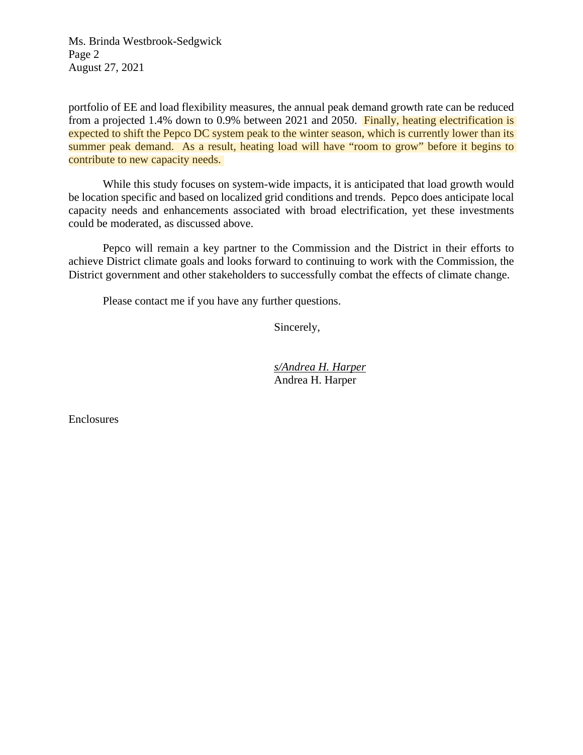portfolio of EE and load flexibility measures, the annual peak demand growth rate can be reduced from a projected 1.4% down to 0.9% between 2021 and 2050. Finally, heating electrification is expected to shift the Pepco DC system peak to the winter season, which is currently lower than its summer peak demand. As a result, heating load will have "room to grow" before it begins to contribute to new capacity needs.

While this study focuses on system-wide impacts, it is anticipated that load growth would be location specific and based on localized grid conditions and trends. Pepco does anticipate local capacity needs and enhancements associated with broad electrification, yet these investments could be moderated, as discussed above.

Pepco will remain a key partner to the Commission and the District in their efforts to achieve District climate goals and looks forward to continuing to work with the Commission, the District government and other stakeholders to successfully combat the effects of climate change.

Please contact me if you have any further questions.

Sincerely,

*s/Andrea H. Harper*
Andrea H. Harper

Enclosures